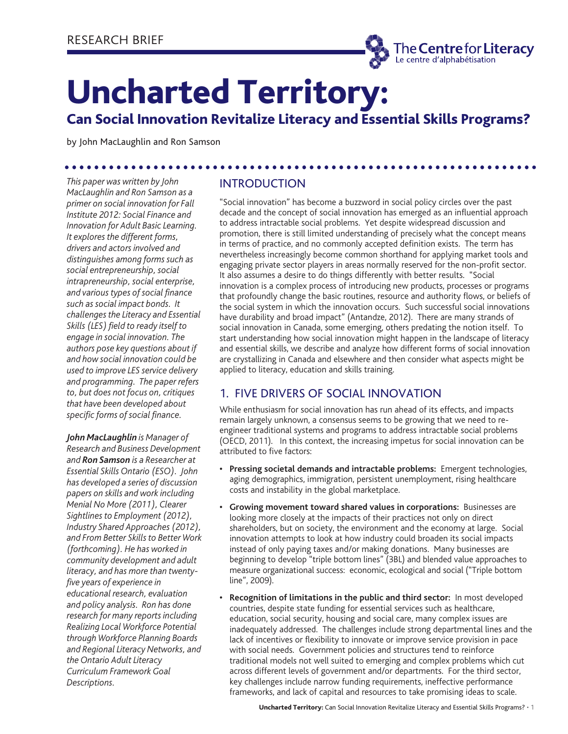RESEARCH BRIEF

# Uncharted Territory:

## Can Social Innovation Revitalize Literacy and Essential Skills Programs?

by John MacLaughlin and Ron Samson

*This paper was written by John MacLaughlin and Ron Samson as a primer on social innovation for Fall Institute 2012: Social Finance and Innovation for Adult Basic Learning. It explores the different forms, drivers and actors involved and distinguishes among forms such as social entrepreneurship, social intrapreneurship, social enterprise, and various types of social finance such as social impact bonds. It challenges the Literacy and Essential Skills (LES) field to ready itself to engage in social innovation. The authors pose key questions about if and how social innovation could be used to improve LES service delivery and programming. The paper refers to, but does not focus on, critiques that have been developed about specific forms of social finance.*

***John MacLaughlin** is Manager of Research and Business Development and **Ron Samson** is a Researcher at Essential Skills Ontario (ESO). John has developed a series of discussion papers on skills and work including Menial No More (2011), Clearer Sightlines to Employment (2012), Industry Shared Approaches (2012), and From Better Skills to Better Work (forthcoming). He has worked in community development and adult literacy, and has more than twenty-five years of experience in educational research, evaluation and policy analysis. Ron has done research for many reports including Realizing Local Workforce Potential through Workforce Planning Boards and Regional Literacy Networks, and the Ontario Adult Literacy Curriculum Framework Goal Descriptions.*

## INTRODUCTION

"Social innovation" has become a buzzword in social policy circles over the past decade and the concept of social innovation has emerged as an influential approach to address intractable social problems. Yet despite widespread discussion and promotion, there is still limited understanding of precisely what the concept means in terms of practice, and no commonly accepted definition exists. The term has nevertheless increasingly become common shorthand for applying market tools and engaging private sector players in areas normally reserved for the non-profit sector. It also assumes a desire to do things differently with better results. "Social innovation is a complex process of introducing new products, processes or programs that profoundly change the basic routines, resource and authority flows, or beliefs of the social system in which the innovation occurs. Such successful social innovations have durability and broad impact" (Antandze, 2012). There are many strands of social innovation in Canada, some emerging, others predating the notion itself. To start understanding how social innovation might happen in the landscape of literacy and essential skills, we describe and analyze how different forms of social innovation are crystallizing in Canada and elsewhere and then consider what aspects might be applied to literacy, education and skills training.

## 1. FIVE DRIVERS OF SOCIAL INNOVATION

While enthusiasm for social innovation has run ahead of its effects, and impacts remain largely unknown, a consensus seems to be growing that we need to re-engineer traditional systems and programs to address intractable social problems (OECD, 2011). In this context, the increasing impetus for social innovation can be attributed to five factors:

- **Pressing societal demands and intractable problems:** Emergent technologies, aging demographics, immigration, persistent unemployment, rising healthcare costs and instability in the global marketplace.
- **Growing movement toward shared values in corporations:** Businesses are looking more closely at the impacts of their practices not only on direct shareholders, but on society, the environment and the economy at large. Social innovation attempts to look at how industry could broaden its social impacts instead of only paying taxes and/or making donations. Many businesses are beginning to develop "triple bottom lines" (3BL) and blended value approaches to measure organizational success: economic, ecological and social ("Triple bottom line", 2009).
- **Recognition of limitations in the public and third sector:** In most developed countries, despite state funding for essential services such as healthcare, education, social security, housing and social care, many complex issues are inadequately addressed. The challenges include strong departmental lines and the lack of incentives or flexibility to innovate or improve service provision in pace with social needs. Government policies and structures tend to reinforce traditional models not well suited to emerging and complex problems which cut across different levels of government and/or departments. For the third sector, key challenges include narrow funding requirements, ineffective performance frameworks, and lack of capital and resources to take promising ideas to scale.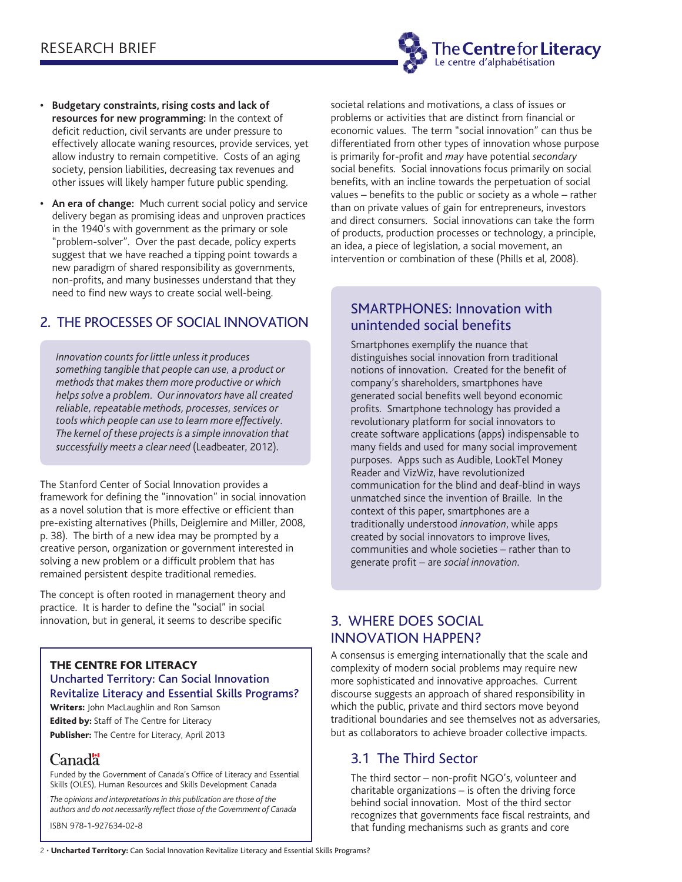- **Budgetary constraints, rising costs and lack of resources for new programming:** In the context of deficit reduction, civil servants are under pressure to effectively allocate waning resources, provide services, yet allow industry to remain competitive. Costs of an aging society, pension liabilities, decreasing tax revenues and other issues will likely hamper future public spending.
- **An era of change:** Much current social policy and service delivery began as promising ideas and unproven practices in the 1940's with government as the primary or sole "problem-solver". Over the past decade, policy experts suggest that we have reached a tipping point towards a new paradigm of shared responsibility as governments, non-profits, and many businesses understand that they need to find new ways to create social well-being.

## 2. THE PROCESSES OF SOCIAL INNOVATION

> *Innovation counts for little unless it produces something tangible that people can use, a product or methods that makes them more productive or which helps solve a problem. Our innovators have all created reliable, repeatable methods, processes, services or tools which people can use to learn more effectively. The kernel of these projects is a simple innovation that successfully meets a clear need* (Leadbeater, 2012).

The Stanford Center of Social Innovation provides a framework for defining the "innovation" in social innovation as a novel solution that is more effective or efficient than pre-existing alternatives (Phills, Deiglemire and Miller, 2008, p. 38). The birth of a new idea may be prompted by a creative person, organization or government interested in solving a new problem or a difficult problem that has remained persistent despite traditional remedies.

The concept is often rooted in management theory and practice. It is harder to define the "social" in social innovation, but in general, it seems to describe specific societal relations and motivations, a class of issues or problems or activities that are distinct from financial or economic values. The term "social innovation" can thus be differentiated from other types of innovation whose purpose is primarily for-profit and *may* have potential *secondary* social benefits. Social innovations focus primarily on social benefits, with an incline towards the perpetuation of social values – benefits to the public or society as a whole – rather than on private values of gain for entrepreneurs, investors and direct consumers. Social innovations can take the form of products, production processes or technology, a principle, an idea, a piece of legislation, a social movement, an intervention or combination of these (Phills et al, 2008).

### SMARTPHONES: Innovation with unintended social benefits

Smartphones exemplify the nuance that distinguishes social innovation from traditional notions of innovation. Created for the benefit of company's shareholders, smartphones have generated social benefits well beyond economic profits. Smartphone technology has provided a revolutionary platform for social innovators to create software applications (apps) indispensable to many fields and used for many social improvement purposes. Apps such as Audible, LookTel Money Reader and VizWiz, have revolutionized communication for the blind and deaf-blind in ways unmatched since the invention of Braille. In the context of this paper, smartphones are a traditionally understood *innovation*, while apps created by social innovators to improve lives, communities and whole societies – rather than to generate profit – are *social innovation*.

## 3. WHERE DOES SOCIAL INNOVATION HAPPEN?

A consensus is emerging internationally that the scale and complexity of modern social problems may require new more sophisticated and innovative approaches. Current discourse suggests an approach of shared responsibility in which the public, private and third sectors move beyond traditional boundaries and see themselves not as adversaries, but as collaborators to achieve broader collective impacts.

### 3.1 The Third Sector

The third sector – non-profit NGO's, volunteer and charitable organizations – is often the driving force behind social innovation. Most of the third sector recognizes that governments face fiscal restraints, and that funding mechanisms such as grants and core

---

**THE CENTRE FOR LITERACY**
**Uncharted Territory: Can Social Innovation Revitalize Literacy and Essential Skills Programs?**
**Writers:** John MacLaughlin and Ron Samson
**Edited by:** Staff of The Centre for Literacy
**Publisher:** The Centre for Literacy, April 2013

Canada

Funded by the Government of Canada's Office of Literacy and Essential Skills (OLES), Human Resources and Skills Development Canada

*The opinions and interpretations in this publication are those of the authors and do not necessarily reflect those of the Government of Canada*

ISBN 978-1-927634-02-8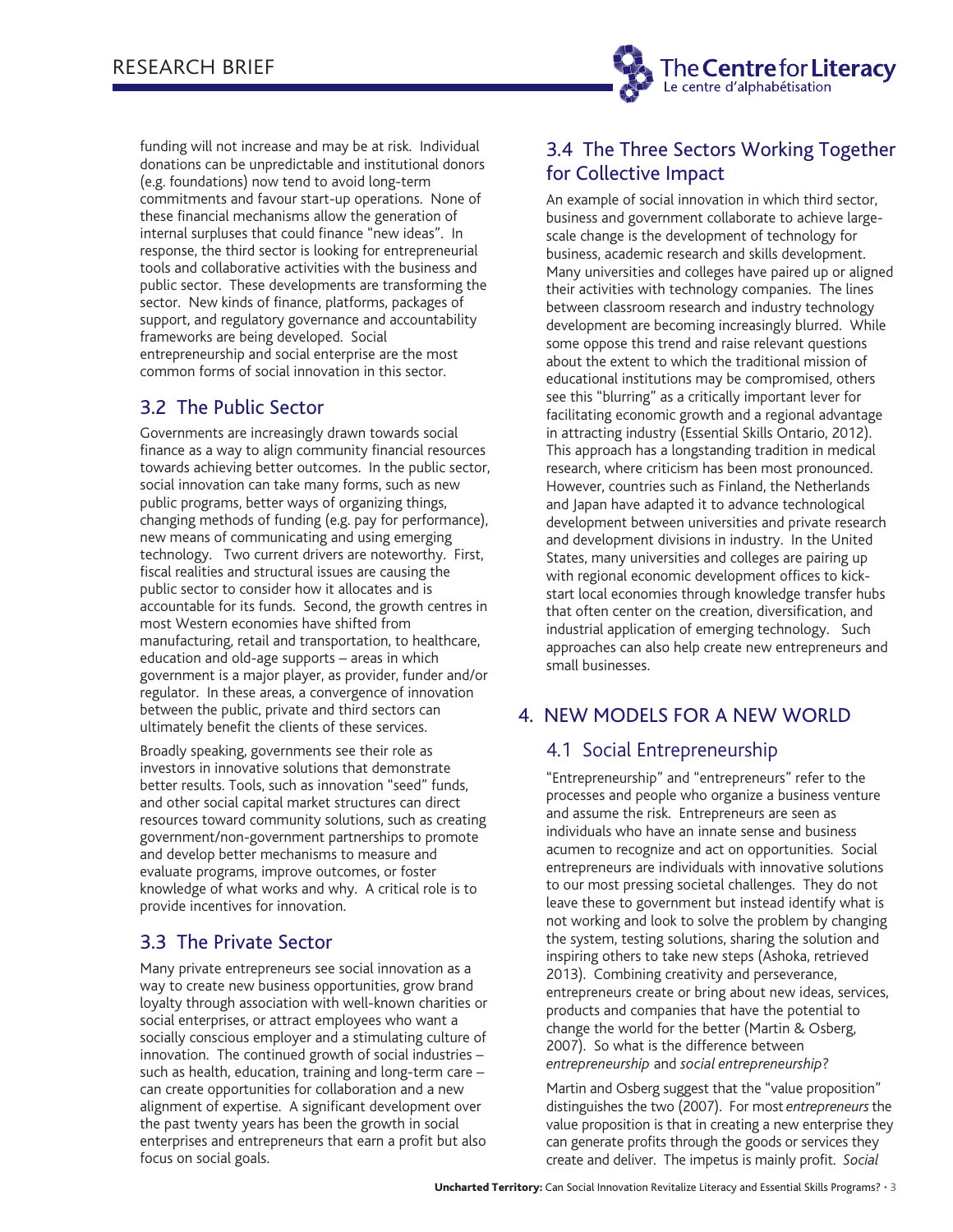funding will not increase and may be at risk. Individual donations can be unpredictable and institutional donors (e.g. foundations) now tend to avoid long-term commitments and favour start-up operations. None of these financial mechanisms allow the generation of internal surpluses that could finance "new ideas". In response, the third sector is looking for entrepreneurial tools and collaborative activities with the business and public sector. These developments are transforming the sector. New kinds of finance, platforms, packages of support, and regulatory governance and accountability frameworks are being developed. Social entrepreneurship and social enterprise are the most common forms of social innovation in this sector.

### 3.2 The Public Sector

Governments are increasingly drawn towards social finance as a way to align community financial resources towards achieving better outcomes. In the public sector, social innovation can take many forms, such as new public programs, better ways of organizing things, changing methods of funding (e.g. pay for performance), new means of communicating and using emerging technology. Two current drivers are noteworthy. First, fiscal realities and structural issues are causing the public sector to consider how it allocates and is accountable for its funds. Second, the growth centres in most Western economies have shifted from manufacturing, retail and transportation, to healthcare, education and old-age supports – areas in which government is a major player, as provider, funder and/or regulator. In these areas, a convergence of innovation between the public, private and third sectors can ultimately benefit the clients of these services.

Broadly speaking, governments see their role as investors in innovative solutions that demonstrate better results. Tools, such as innovation "seed" funds, and other social capital market structures can direct resources toward community solutions, such as creating government/non-government partnerships to promote and develop better mechanisms to measure and evaluate programs, improve outcomes, or foster knowledge of what works and why. A critical role is to provide incentives for innovation.

### 3.3 The Private Sector

Many private entrepreneurs see social innovation as a way to create new business opportunities, grow brand loyalty through association with well-known charities or social enterprises, or attract employees who want a socially conscious employer and a stimulating culture of innovation. The continued growth of social industries – such as health, education, training and long-term care – can create opportunities for collaboration and a new alignment of expertise. A significant development over the past twenty years has been the growth in social enterprises and entrepreneurs that earn a profit but also focus on social goals.

### 3.4 The Three Sectors Working Together for Collective Impact

An example of social innovation in which third sector, business and government collaborate to achieve large-scale change is the development of technology for business, academic research and skills development. Many universities and colleges have paired up or aligned their activities with technology companies. The lines between classroom research and industry technology development are becoming increasingly blurred. While some oppose this trend and raise relevant questions about the extent to which the traditional mission of educational institutions may be compromised, others see this "blurring" as a critically important lever for facilitating economic growth and a regional advantage in attracting industry (Essential Skills Ontario, 2012). This approach has a longstanding tradition in medical research, where criticism has been most pronounced. However, countries such as Finland, the Netherlands and Japan have adapted it to advance technological development between universities and private research and development divisions in industry. In the United States, many universities and colleges are pairing up with regional economic development offices to kick-start local economies through knowledge transfer hubs that often center on the creation, diversification, and industrial application of emerging technology. Such approaches can also help create new entrepreneurs and small businesses.

## 4. NEW MODELS FOR A NEW WORLD

### 4.1 Social Entrepreneurship

"Entrepreneurship" and "entrepreneurs" refer to the processes and people who organize a business venture and assume the risk. Entrepreneurs are seen as individuals who have an innate sense and business acumen to recognize and act on opportunities. Social entrepreneurs are individuals with innovative solutions to our most pressing societal challenges. They do not leave these to government but instead identify what is not working and look to solve the problem by changing the system, testing solutions, sharing the solution and inspiring others to take new steps (Ashoka, retrieved 2013). Combining creativity and perseverance, entrepreneurs create or bring about new ideas, services, products and companies that have the potential to change the world for the better (Martin & Osberg, 2007). So what is the difference between *entrepreneurship* and *social entrepreneurship*?

Martin and Osberg suggest that the "value proposition" distinguishes the two (2007). For most *entrepreneurs* the value proposition is that in creating a new enterprise they can generate profits through the goods or services they create and deliver. The impetus is mainly profit. *Social*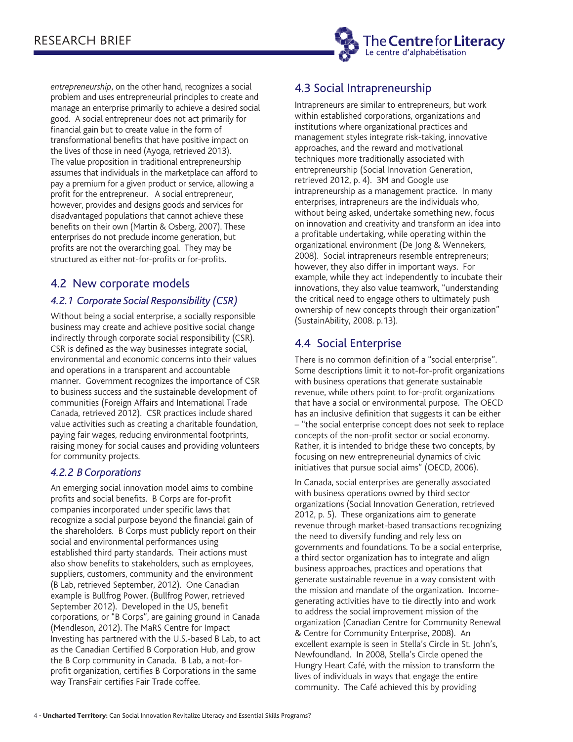*entrepreneurship*, on the other hand, recognizes a social problem and uses entrepreneurial principles to create and manage an enterprise primarily to achieve a desired social good. A social entrepreneur does not act primarily for financial gain but to create value in the form of transformational benefits that have positive impact on the lives of those in need (Ayoga, retrieved 2013). The value proposition in traditional entrepreneurship assumes that individuals in the marketplace can afford to pay a premium for a given product or service, allowing a profit for the entrepreneur. A social entrepreneur, however, provides and designs goods and services for disadvantaged populations that cannot achieve these benefits on their own (Martin & Osberg, 2007). These enterprises do not preclude income generation, but profits are not the overarching goal. They may be structured as either not-for-profits or for-profits.

## 4.2 New corporate models

### *4.2.1 Corporate Social Responsibility (CSR)*

Without being a social enterprise, a socially responsible business may create and achieve positive social change indirectly through corporate social responsibility (CSR). CSR is defined as the way businesses integrate social, environmental and economic concerns into their values and operations in a transparent and accountable manner. Government recognizes the importance of CSR to business success and the sustainable development of communities (Foreign Affairs and International Trade Canada, retrieved 2012). CSR practices include shared value activities such as creating a charitable foundation, paying fair wages, reducing environmental footprints, raising money for social causes and providing volunteers for community projects.

### *4.2.2 B Corporations*

An emerging social innovation model aims to combine profits and social benefits. B Corps are for-profit companies incorporated under specific laws that recognize a social purpose beyond the financial gain of the shareholders. B Corps must publicly report on their social and environmental performances using established third party standards. Their actions must also show benefits to stakeholders, such as employees, suppliers, customers, community and the environment (B Lab, retrieved September, 2012). One Canadian example is Bullfrog Power. (Bullfrog Power, retrieved September 2012). Developed in the US, benefit corporations, or "B Corps", are gaining ground in Canada (Mendleson, 2012). The MaRS Centre for Impact Investing has partnered with the U.S.-based B Lab, to act as the Canadian Certified B Corporation Hub, and grow the B Corp community in Canada. B Lab, a not-for-profit organization, certifies B Corporations in the same way TransFair certifies Fair Trade coffee.

## 4.3 Social Intrapreneurship

Intrapreneurs are similar to entrepreneurs, but work within established corporations, organizations and institutions where organizational practices and management styles integrate risk-taking, innovative approaches, and the reward and motivational techniques more traditionally associated with entrepreneurship (Social Innovation Generation, retrieved 2012, p. 4). 3M and Google use intrapreneurship as a management practice. In many enterprises, intrapreneurs are the individuals who, without being asked, undertake something new, focus on innovation and creativity and transform an idea into a profitable undertaking, while operating within the organizational environment (De Jong & Wennekers, 2008). Social intrapreneurs resemble entrepreneurs; however, they also differ in important ways. For example, while they act independently to incubate their innovations, they also value teamwork, "understanding the critical need to engage others to ultimately push ownership of new concepts through their organization" (SustainAbility, 2008. p.13).

## 4.4 Social Enterprise

There is no common definition of a "social enterprise". Some descriptions limit it to not-for-profit organizations with business operations that generate sustainable revenue, while others point to for-profit organizations that have a social or environmental purpose. The OECD has an inclusive definition that suggests it can be either – "the social enterprise concept does not seek to replace concepts of the non-profit sector or social economy. Rather, it is intended to bridge these two concepts, by focusing on new entrepreneurial dynamics of civic initiatives that pursue social aims" (OECD, 2006).

In Canada, social enterprises are generally associated with business operations owned by third sector organizations (Social Innovation Generation, retrieved 2012, p. 5). These organizations aim to generate revenue through market-based transactions recognizing the need to diversify funding and rely less on governments and foundations. To be a social enterprise, a third sector organization has to integrate and align business approaches, practices and operations that generate sustainable revenue in a way consistent with the mission and mandate of the organization. Income-generating activities have to tie directly into and work to address the social improvement mission of the organization (Canadian Centre for Community Renewal & Centre for Community Enterprise, 2008). An excellent example is seen in Stella's Circle in St. John's, Newfoundland. In 2008, Stella's Circle opened the Hungry Heart Café, with the mission to transform the lives of individuals in ways that engage the entire community. The Café achieved this by providing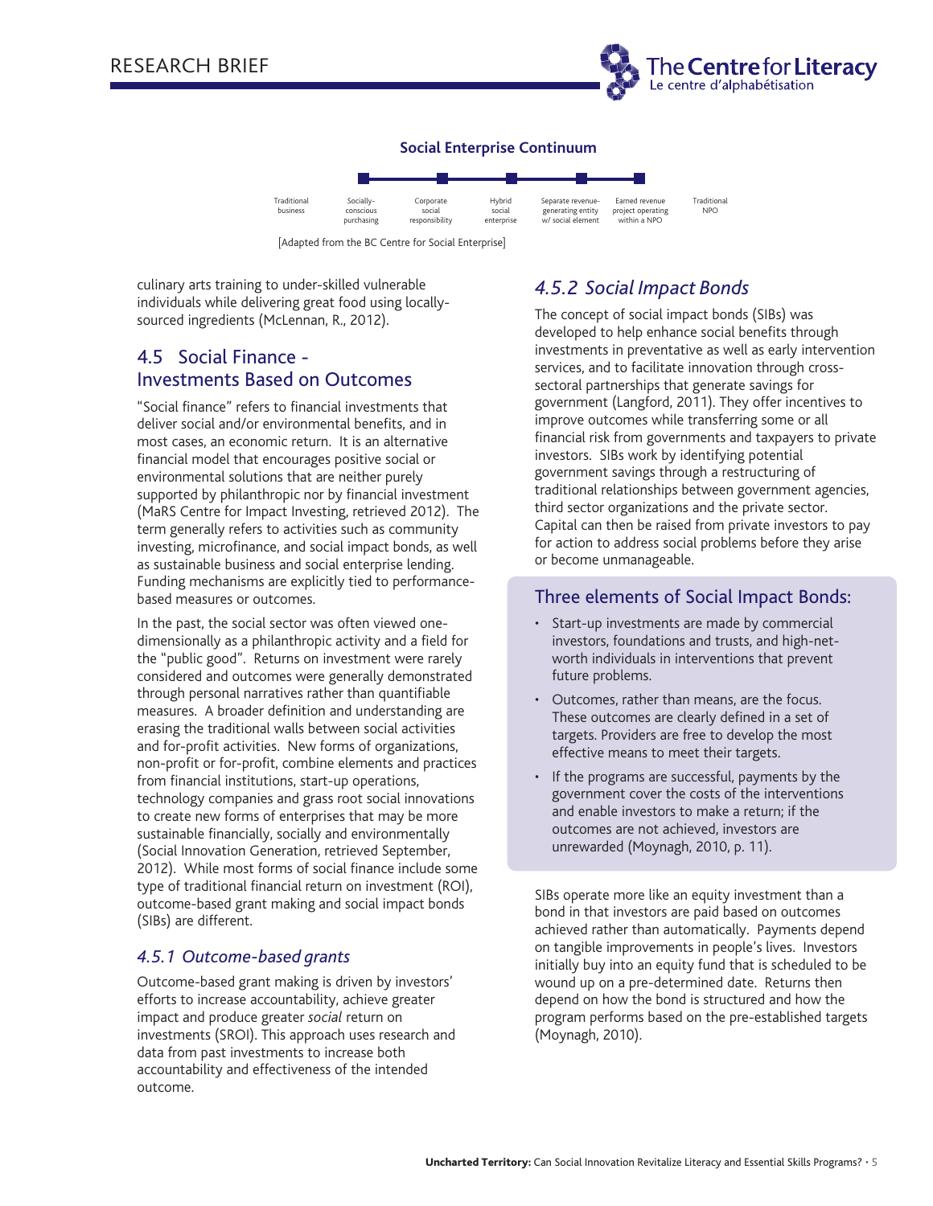**Social Enterprise Continuum**

Traditional business — Socially-conscious purchasing — Corporate social responsibility — Hybrid social enterprise — Separate revenue-generating entity w/ social element — Earned revenue project operating within a NPO — Traditional NPO

[Adapted from the BC Centre for Social Enterprise]

culinary arts training to under-skilled vulnerable individuals while delivering great food using locally-sourced ingredients (McLennan, R., 2012).

## 4.5 Social Finance - Investments Based on Outcomes

"Social finance" refers to financial investments that deliver social and/or environmental benefits, and in most cases, an economic return. It is an alternative financial model that encourages positive social or environmental solutions that are neither purely supported by philanthropic nor by financial investment (MaRS Centre for Impact Investing, retrieved 2012). The term generally refers to activities such as community investing, microfinance, and social impact bonds, as well as sustainable business and social enterprise lending. Funding mechanisms are explicitly tied to performance-based measures or outcomes.

In the past, the social sector was often viewed one-dimensionally as a philanthropic activity and a field for the "public good". Returns on investment were rarely considered and outcomes were generally demonstrated through personal narratives rather than quantifiable measures. A broader definition and understanding are erasing the traditional walls between social activities and for-profit activities. New forms of organizations, non-profit or for-profit, combine elements and practices from financial institutions, start-up operations, technology companies and grass root social innovations to create new forms of enterprises that may be more sustainable financially, socially and environmentally (Social Innovation Generation, retrieved September, 2012). While most forms of social finance include some type of traditional financial return on investment (ROI), outcome-based grant making and social impact bonds (SIBs) are different.

### *4.5.1 Outcome-based grants*

Outcome-based grant making is driven by investors' efforts to increase accountability, achieve greater impact and produce greater *social* return on investments (SROI). This approach uses research and data from past investments to increase both accountability and effectiveness of the intended outcome.

### *4.5.2 Social Impact Bonds*

The concept of social impact bonds (SIBs) was developed to help enhance social benefits through investments in preventative as well as early intervention services, and to facilitate innovation through cross-sectoral partnerships that generate savings for government (Langford, 2011). They offer incentives to improve outcomes while transferring some or all financial risk from governments and taxpayers to private investors. SIBs work by identifying potential government savings through a restructuring of traditional relationships between government agencies, third sector organizations and the private sector. Capital can then be raised from private investors to pay for action to address social problems before they arise or become unmanageable.

#### Three elements of Social Impact Bonds:

- Start-up investments are made by commercial investors, foundations and trusts, and high-net-worth individuals in interventions that prevent future problems.
- Outcomes, rather than means, are the focus. These outcomes are clearly defined in a set of targets. Providers are free to develop the most effective means to meet their targets.
- If the programs are successful, payments by the government cover the costs of the interventions and enable investors to make a return; if the outcomes are not achieved, investors are unrewarded (Moynagh, 2010, p. 11).

SIBs operate more like an equity investment than a bond in that investors are paid based on outcomes achieved rather than automatically. Payments depend on tangible improvements in people's lives. Investors initially buy into an equity fund that is scheduled to be wound up on a pre-determined date. Returns then depend on how the bond is structured and how the program performs based on the pre-established targets (Moynagh, 2010).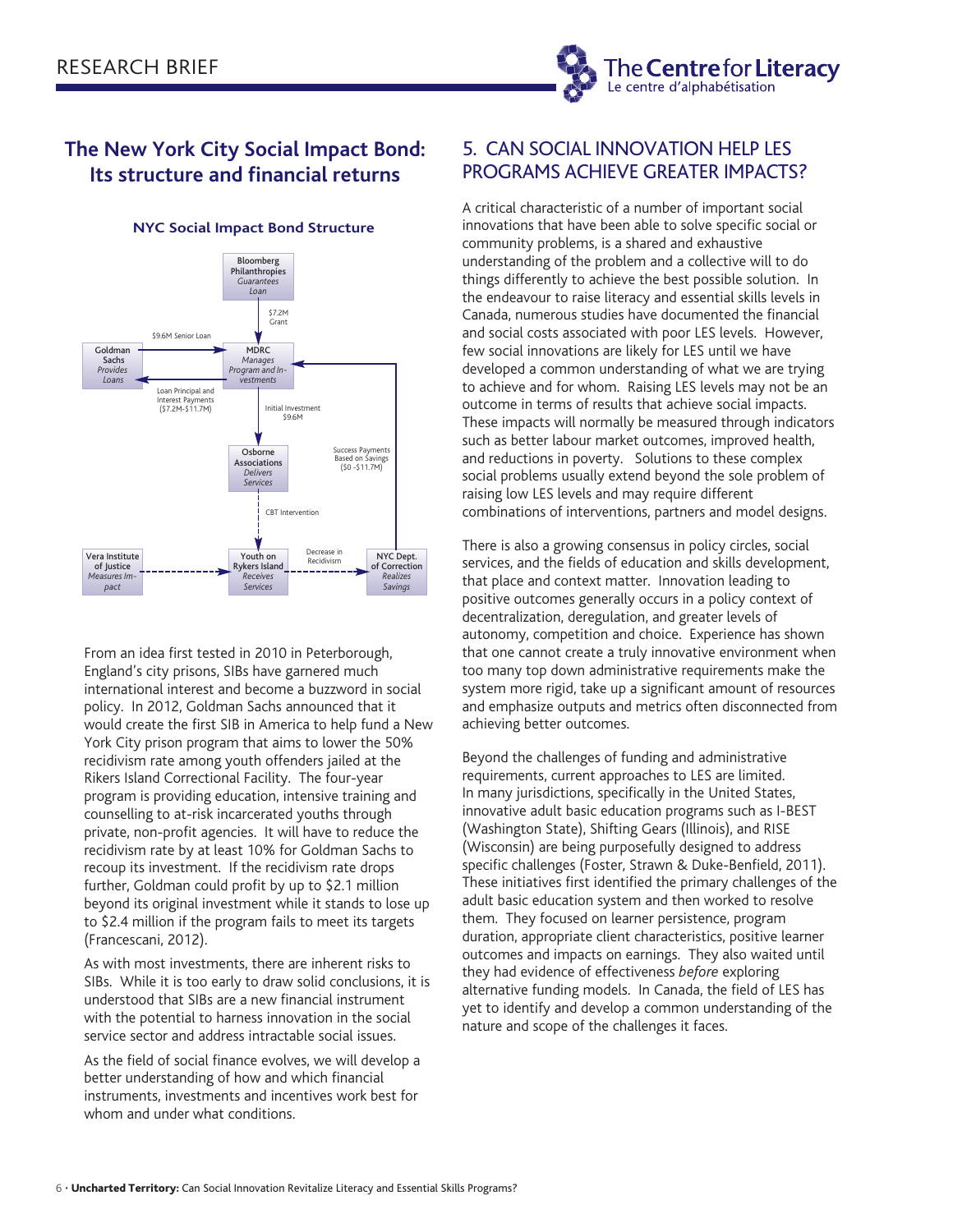## The New York City Social Impact Bond: Its structure and financial returns

**NYC Social Impact Bond Structure**

- **Bloomberg Philanthropies** — *Guarantees Loan*
  - $7.2M Grant → **MDRC** — *Manages Program and Investments*
- **Goldman Sachs** — *Provides Loans*
  - $9.6M Senior Loan → MDRC
  - Loan Principal and Interest Payments ($7.2M-$11.7M) ← MDRC
- MDRC → Initial Investment $9.6M → **Osborne Associations** — *Delivers Services*
- Osborne Associations → CBT Intervention → **Youth on Rykers Island** — *Receives Services*
- **Vera Institute of Justice** — *Measures Impact* → Youth on Rykers Island
- Youth on Rykers Island → Decrease in Recidivism → **NYC Dept. of Correction** — *Realizes Savings*
- NYC Dept. of Correction → Success Payments Based on Savings ($0 -$11.7M) → MDRC

From an idea first tested in 2010 in Peterborough, England's city prisons, SIBs have garnered much international interest and become a buzzword in social policy. In 2012, Goldman Sachs announced that it would create the first SIB in America to help fund a New York City prison program that aims to lower the 50% recidivism rate among youth offenders jailed at the Rikers Island Correctional Facility. The four-year program is providing education, intensive training and counselling to at-risk incarcerated youths through private, non-profit agencies. It will have to reduce the recidivism rate by at least 10% for Goldman Sachs to recoup its investment. If the recidivism rate drops further, Goldman could profit by up to $2.1 million beyond its original investment while it stands to lose up to $2.4 million if the program fails to meet its targets (Francescani, 2012).

As with most investments, there are inherent risks to SIBs. While it is too early to draw solid conclusions, it is understood that SIBs are a new financial instrument with the potential to harness innovation in the social service sector and address intractable social issues.

As the field of social finance evolves, we will develop a better understanding of how and which financial instruments, investments and incentives work best for whom and under what conditions.

## 5. CAN SOCIAL INNOVATION HELP LES PROGRAMS ACHIEVE GREATER IMPACTS?

A critical characteristic of a number of important social innovations that have been able to solve specific social or community problems, is a shared and exhaustive understanding of the problem and a collective will to do things differently to achieve the best possible solution. In the endeavour to raise literacy and essential skills levels in Canada, numerous studies have documented the financial and social costs associated with poor LES levels. However, few social innovations are likely for LES until we have developed a common understanding of what we are trying to achieve and for whom. Raising LES levels may not be an outcome in terms of results that achieve social impacts. These impacts will normally be measured through indicators such as better labour market outcomes, improved health, and reductions in poverty. Solutions to these complex social problems usually extend beyond the sole problem of raising low LES levels and may require different combinations of interventions, partners and model designs.

There is also a growing consensus in policy circles, social services, and the fields of education and skills development, that place and context matter. Innovation leading to positive outcomes generally occurs in a policy context of decentralization, deregulation, and greater levels of autonomy, competition and choice. Experience has shown that one cannot create a truly innovative environment when too many top down administrative requirements make the system more rigid, take up a significant amount of resources and emphasize outputs and metrics often disconnected from achieving better outcomes.

Beyond the challenges of funding and administrative requirements, current approaches to LES are limited. In many jurisdictions, specifically in the United States, innovative adult basic education programs such as I-BEST (Washington State), Shifting Gears (Illinois), and RISE (Wisconsin) are being purposefully designed to address specific challenges (Foster, Strawn & Duke-Benfield, 2011). These initiatives first identified the primary challenges of the adult basic education system and then worked to resolve them. They focused on learner persistence, program duration, appropriate client characteristics, positive learner outcomes and impacts on earnings. They also waited until they had evidence of effectiveness *before* exploring alternative funding models. In Canada, the field of LES has yet to identify and develop a common understanding of the nature and scope of the challenges it faces.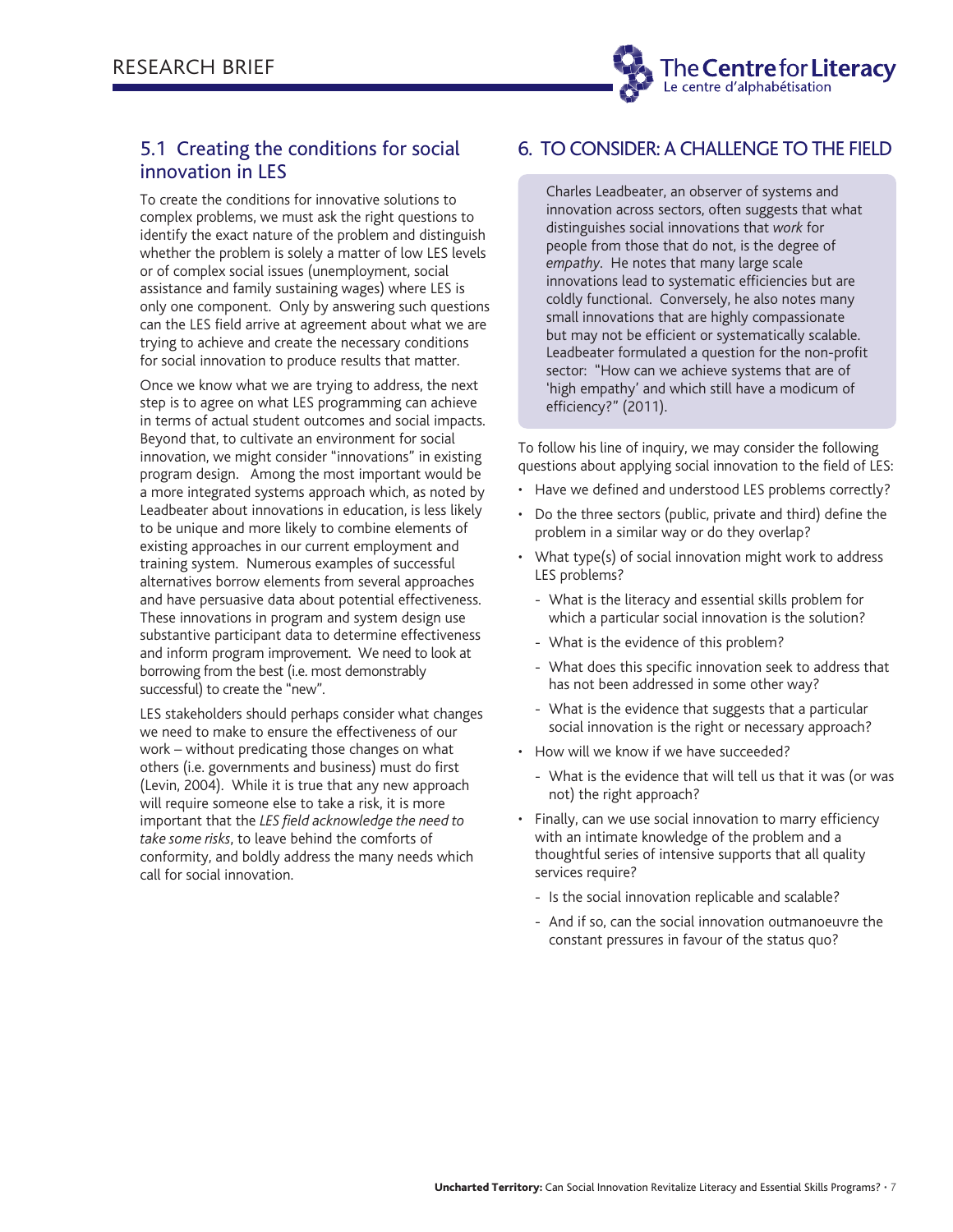## 5.1 Creating the conditions for social innovation in LES

To create the conditions for innovative solutions to complex problems, we must ask the right questions to identify the exact nature of the problem and distinguish whether the problem is solely a matter of low LES levels or of complex social issues (unemployment, social assistance and family sustaining wages) where LES is only one component. Only by answering such questions can the LES field arrive at agreement about what we are trying to achieve and create the necessary conditions for social innovation to produce results that matter.

Once we know what we are trying to address, the next step is to agree on what LES programming can achieve in terms of actual student outcomes and social impacts. Beyond that, to cultivate an environment for social innovation, we might consider "innovations" in existing program design. Among the most important would be a more integrated systems approach which, as noted by Leadbeater about innovations in education, is less likely to be unique and more likely to combine elements of existing approaches in our current employment and training system. Numerous examples of successful alternatives borrow elements from several approaches and have persuasive data about potential effectiveness. These innovations in program and system design use substantive participant data to determine effectiveness and inform program improvement. We need to look at borrowing from the best (i.e. most demonstrably successful) to create the "new".

LES stakeholders should perhaps consider what changes we need to make to ensure the effectiveness of our work – without predicating those changes on what others (i.e. governments and business) must do first (Levin, 2004). While it is true that any new approach will require someone else to take a risk, it is more important that the *LES field acknowledge the need to take some risks*, to leave behind the comforts of conformity, and boldly address the many needs which call for social innovation.

## 6. TO CONSIDER: A CHALLENGE TO THE FIELD

> Charles Leadbeater, an observer of systems and innovation across sectors, often suggests that what distinguishes social innovations that *work* for people from those that do not, is the degree of *empathy*. He notes that many large scale innovations lead to systematic efficiencies but are coldly functional. Conversely, he also notes many small innovations that are highly compassionate but may not be efficient or systematically scalable. Leadbeater formulated a question for the non-profit sector: "How can we achieve systems that are of 'high empathy' and which still have a modicum of efficiency?" (2011).

To follow his line of inquiry, we may consider the following questions about applying social innovation to the field of LES:

- Have we defined and understood LES problems correctly?
- Do the three sectors (public, private and third) define the problem in a similar way or do they overlap?
- What type(s) of social innovation might work to address LES problems?
  - What is the literacy and essential skills problem for which a particular social innovation is the solution?
  - What is the evidence of this problem?
  - What does this specific innovation seek to address that has not been addressed in some other way?
  - What is the evidence that suggests that a particular social innovation is the right or necessary approach?
- How will we know if we have succeeded?
  - What is the evidence that will tell us that it was (or was not) the right approach?
- Finally, can we use social innovation to marry efficiency with an intimate knowledge of the problem and a thoughtful series of intensive supports that all quality services require?
  - Is the social innovation replicable and scalable?
  - And if so, can the social innovation outmanoeuvre the constant pressures in favour of the status quo?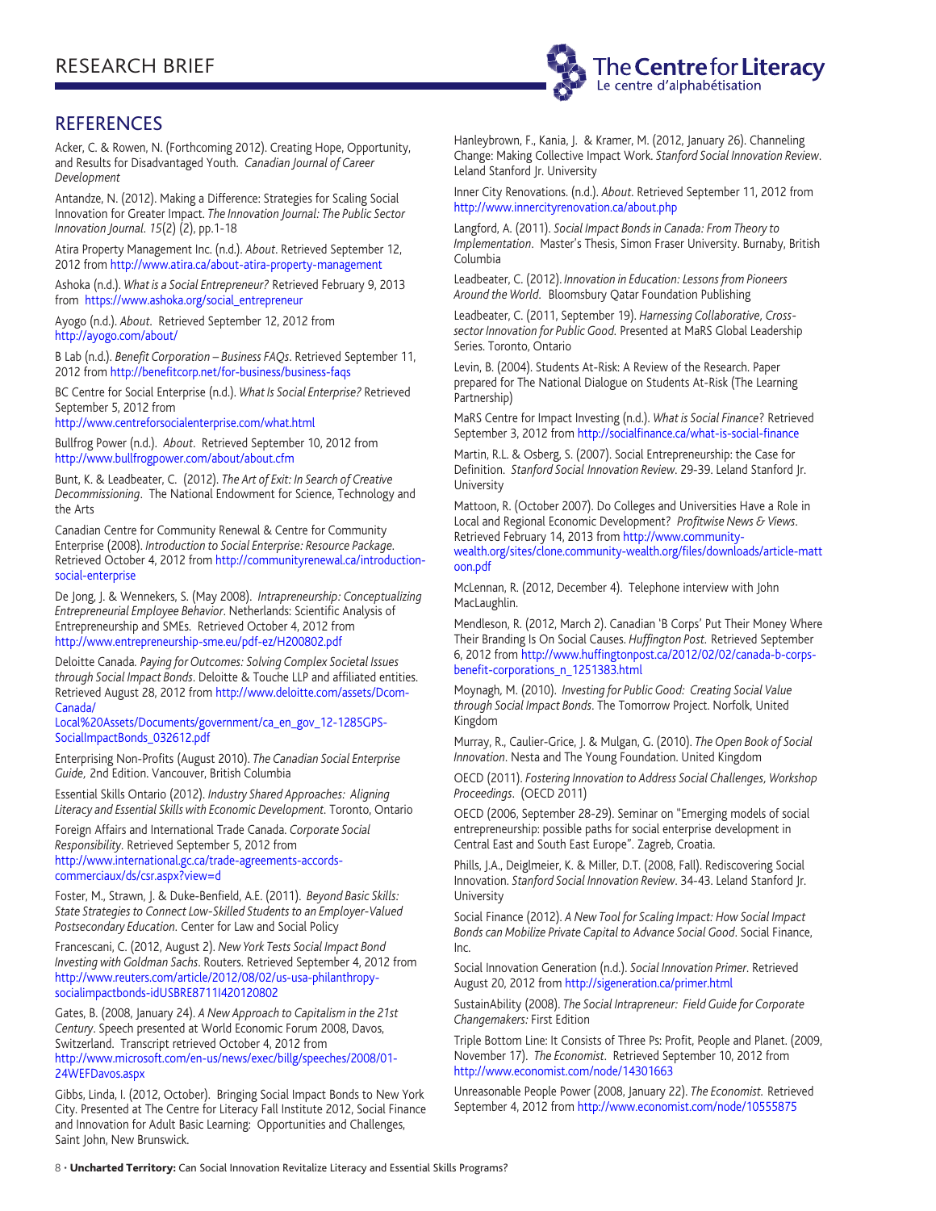## REFERENCES

Acker, C. & Rowen, N. (Forthcoming 2012). Creating Hope, Opportunity, and Results for Disadvantaged Youth. *Canadian Journal of Career Development*

Antandze, N. (2012). Making a Difference: Strategies for Scaling Social Innovation for Greater Impact. *The Innovation Journal: The Public Sector Innovation Journal*. *15*(2) (2), pp.1-18

Atira Property Management Inc. (n.d.). *About*. Retrieved September 12, 2012 from http://www.atira.ca/about-atira-property-management

Ashoka (n.d.). *What is a Social Entrepreneur?* Retrieved February 9, 2013 from https://www.ashoka.org/social_entrepreneur

Ayogo (n.d.). *About*. Retrieved September 12, 2012 from http://ayogo.com/about/

B Lab (n.d.). *Benefit Corporation – Business FAQs*. Retrieved September 11, 2012 from http://benefitcorp.net/for-business/business-faqs

BC Centre for Social Enterprise (n.d.). *What Is Social Enterprise?* Retrieved September 5, 2012 from http://www.centreforsocialenterprise.com/what.html

Bullfrog Power (n.d.). *About*. Retrieved September 10, 2012 from http://www.bullfrogpower.com/about/about.cfm

Bunt, K. & Leadbeater, C. (2012). *The Art of Exit: In Search of Creative Decommissioning*. The National Endowment for Science, Technology and the Arts

Canadian Centre for Community Renewal & Centre for Community Enterprise (2008). *Introduction to Social Enterprise: Resource Package*. Retrieved October 4, 2012 from http://communityrenewal.ca/introduction-social-enterprise

De Jong, J. & Wennekers, S. (May 2008). *Intrapreneurship: Conceptualizing Entrepreneurial Employee Behavior*. Netherlands: Scientific Analysis of Entrepreneurship and SMEs. Retrieved October 4, 2012 from http://www.entrepreneurship-sme.eu/pdf-ez/H200802.pdf

Deloitte Canada. *Paying for Outcomes: Solving Complex Societal Issues through Social Impact Bonds*. Deloitte & Touche LLP and affiliated entities. Retrieved August 28, 2012 from http://www.deloitte.com/assets/Dcom-Canada/Local%20Assets/Documents/government/ca_en_gov_12-1285GPS-SocialImpactBonds_032612.pdf

Enterprising Non-Profits (August 2010). *The Canadian Social Enterprise Guide*, 2nd Edition. Vancouver, British Columbia

Essential Skills Ontario (2012). *Industry Shared Approaches: Aligning Literacy and Essential Skills with Economic Development*. Toronto, Ontario

Foreign Affairs and International Trade Canada. *Corporate Social Responsibility*. Retrieved September 5, 2012 from http://www.international.gc.ca/trade-agreements-accords-commerciaux/ds/csr.aspx?view=d

Foster, M., Strawn, J. & Duke-Benfield, A.E. (2011). *Beyond Basic Skills: State Strategies to Connect Low-Skilled Students to an Employer-Valued Postsecondary Education*. Center for Law and Social Policy

Francescani, C. (2012, August 2). *New York Tests Social Impact Bond Investing with Goldman Sachs*. Routers. Retrieved September 4, 2012 from http://www.reuters.com/article/2012/08/02/us-usa-philanthropy-socialimpactbonds-idUSBRE8711I420120802

Gates, B. (2008, January 24). *A New Approach to Capitalism in the 21st Century*. Speech presented at World Economic Forum 2008, Davos, Switzerland. Transcript retrieved October 4, 2012 from http://www.microsoft.com/en-us/news/exec/billg/speeches/2008/01-24WEFDavos.aspx

Gibbs, Linda, I. (2012, October). Bringing Social Impact Bonds to New York City. Presented at The Centre for Literacy Fall Institute 2012, Social Finance and Innovation for Adult Basic Learning: Opportunities and Challenges, Saint John, New Brunswick.

Hanleybrown, F., Kania, J. & Kramer, M. (2012, January 26). Channeling Change: Making Collective Impact Work. *Stanford Social Innovation Review*. Leland Stanford Jr. University

Inner City Renovations. (n.d.). *About*. Retrieved September 11, 2012 from http://www.innercityrenovation.ca/about.php

Langford, A. (2011). *Social Impact Bonds in Canada: From Theory to Implementation*. Master's Thesis, Simon Fraser University. Burnaby, British Columbia

Leadbeater, C. (2012). *Innovation in Education: Lessons from Pioneers Around the World*. Bloomsbury Qatar Foundation Publishing

Leadbeater, C. (2011, September 19). *Harnessing Collaborative, Cross-sector Innovation for Public Good*. Presented at MaRS Global Leadership Series. Toronto, Ontario

Levin, B. (2004). Students At-Risk: A Review of the Research. Paper prepared for The National Dialogue on Students At-Risk (The Learning Partnership)

MaRS Centre for Impact Investing (n.d.). *What is Social Finance?* Retrieved September 3, 2012 from http://socialfinance.ca/what-is-social-finance

Martin, R.L. & Osberg, S. (2007). Social Entrepreneurship: the Case for Definition. *Stanford Social Innovation Review*. 29-39. Leland Stanford Jr. University

Mattoon, R. (October 2007). Do Colleges and Universities Have a Role in Local and Regional Economic Development? *Profitwise News & Views*. Retrieved February 14, 2013 from http://www.community-wealth.org/sites/clone.community-wealth.org/files/downloads/article-mattoon.pdf

McLennan, R. (2012, December 4). Telephone interview with John MacLaughlin.

Mendleson, R. (2012, March 2). Canadian 'B Corps' Put Their Money Where Their Branding Is On Social Causes. *Huffington Post*. Retrieved September 6, 2012 from http://www.huffingtonpost.ca/2012/02/02/canada-b-corps-benefit-corporations_n_1251383.html

Moynagh, M. (2010). *Investing for Public Good: Creating Social Value through Social Impact Bonds*. The Tomorrow Project. Norfolk, United Kingdom

Murray, R., Caulier-Grice, J. & Mulgan, G. (2010). *The Open Book of Social Innovation*. Nesta and The Young Foundation. United Kingdom

OECD (2011). *Fostering Innovation to Address Social Challenges, Workshop Proceedings*. (OECD 2011)

OECD (2006, September 28-29). Seminar on "Emerging models of social entrepreneurship: possible paths for social enterprise development in Central East and South East Europe". Zagreb, Croatia.

Phills, J.A., Deiglmeier, K. & Miller, D.T. (2008, Fall). Rediscovering Social Innovation. *Stanford Social Innovation Review*. 34-43. Leland Stanford Jr. University

Social Finance (2012). *A New Tool for Scaling Impact: How Social Impact Bonds can Mobilize Private Capital to Advance Social Good*. Social Finance, Inc.

Social Innovation Generation (n.d.). *Social Innovation Primer*. Retrieved August 20, 2012 from http://sigeneration.ca/primer.html

SustainAbility (2008). *The Social Intrapreneur: Field Guide for Corporate Changemakers:* First Edition

Triple Bottom Line: It Consists of Three Ps: Profit, People and Planet. (2009, November 17). *The Economist*. Retrieved September 10, 2012 from http://www.economist.com/node/14301663

Unreasonable People Power (2008, January 22). *The Economist*. Retrieved September 4, 2012 from http://www.economist.com/node/10555875